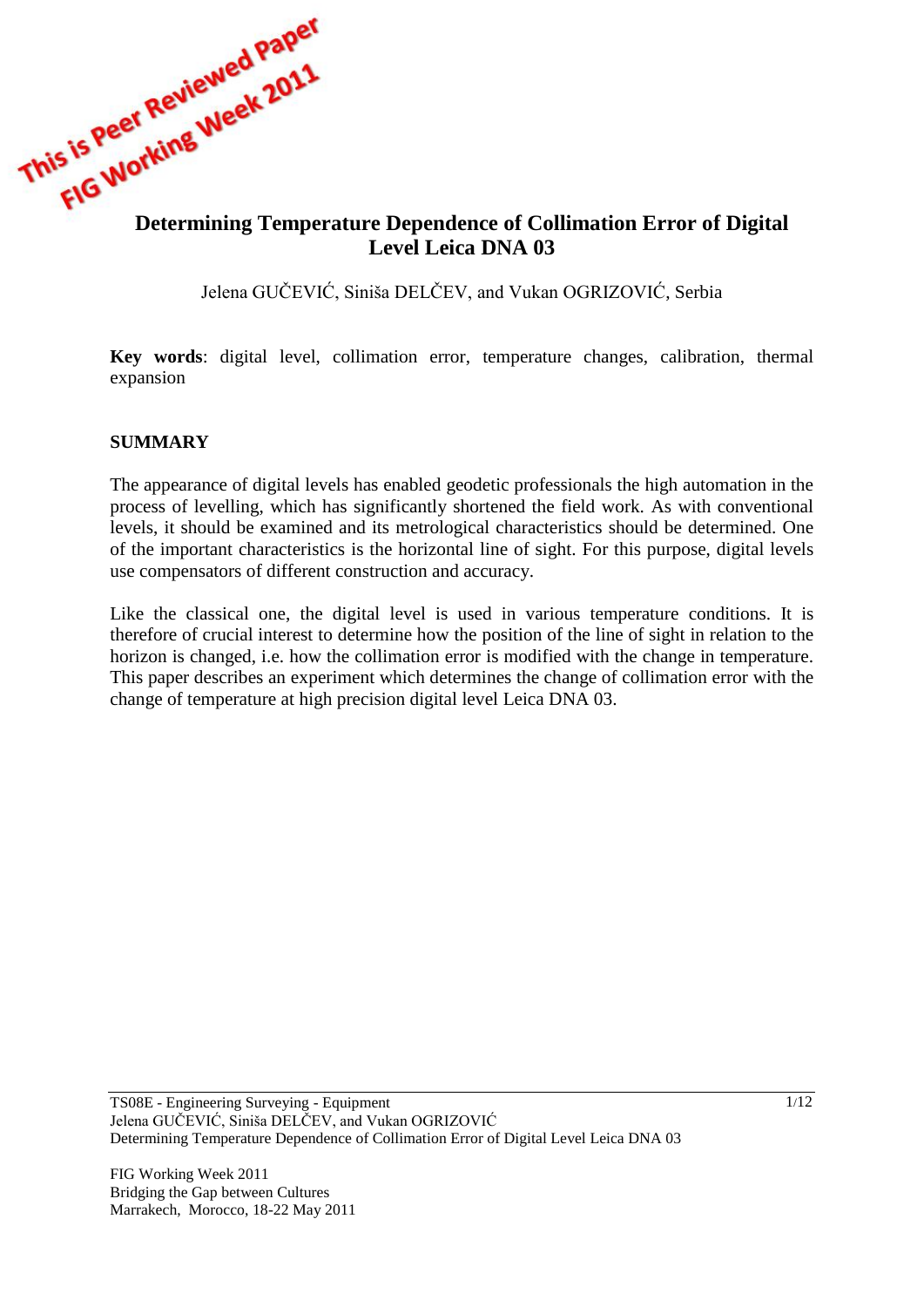This is Peer Reviewed Paper
FIG Working Week 2011

# Determining Temperature Dependence of Collimation Error of Digital Level Leica DNA 03

Jelena GUČEVIĆ, Siniša DELČEV, and Vukan OGRIZOVIĆ, Serbia

**Key words**: digital level, collimation error, temperature changes, calibration, thermal expansion

## SUMMARY

The appearance of digital levels has enabled geodetic professionals the high automation in the process of levelling, which has significantly shortened the field work. As with conventional levels, it should be examined and its metrological characteristics should be determined. One of the important characteristics is the horizontal line of sight. For this purpose, digital levels use compensators of different construction and accuracy.

Like the classical one, the digital level is used in various temperature conditions. It is therefore of crucial interest to determine how the position of the line of sight in relation to the horizon is changed, i.e. how the collimation error is modified with the change in temperature. This paper describes an experiment which determines the change of collimation error with the change of temperature at high precision digital level Leica DNA 03.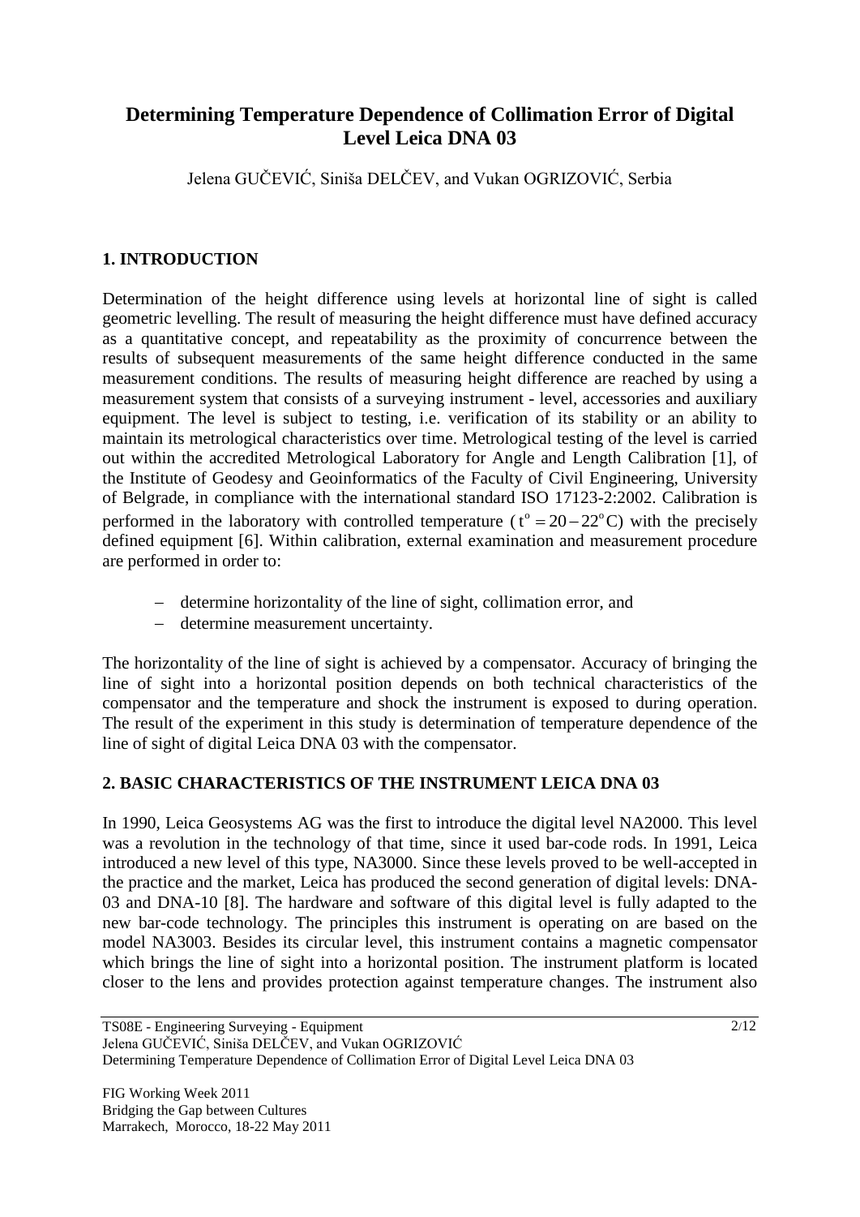# Determining Temperature Dependence of Collimation Error of Digital Level Leica DNA 03

Jelena GUČEVIĆ, Siniša DELČEV, and Vukan OGRIZOVIĆ, Serbia

## 1. INTRODUCTION

Determination of the height difference using levels at horizontal line of sight is called geometric levelling. The result of measuring the height difference must have defined accuracy as a quantitative concept, and repeatability as the proximity of concurrence between the results of subsequent measurements of the same height difference conducted in the same measurement conditions. The results of measuring height difference are reached by using a measurement system that consists of a surveying instrument - level, accessories and auxiliary equipment. The level is subject to testing, i.e. verification of its stability or an ability to maintain its metrological characteristics over time. Metrological testing of the level is carried out within the accredited Metrological Laboratory for Angle and Length Calibration [1], of the Institute of Geodesy and Geoinformatics of the Faculty of Civil Engineering, University of Belgrade, in compliance with the international standard ISO 17123-2:2002. Calibration is performed in the laboratory with controlled temperature ($t^{o} = 20 - 22^{o}C$) with the precisely defined equipment [6]. Within calibration, external examination and measurement procedure are performed in order to:

- determine horizontality of the line of sight, collimation error, and
- determine measurement uncertainty.

The horizontality of the line of sight is achieved by a compensator. Accuracy of bringing the line of sight into a horizontal position depends on both technical characteristics of the compensator and the temperature and shock the instrument is exposed to during operation. The result of the experiment in this study is determination of temperature dependence of the line of sight of digital Leica DNA 03 with the compensator.

## 2. BASIC CHARACTERISTICS OF THE INSTRUMENT LEICA DNA 03

In 1990, Leica Geosystems AG was the first to introduce the digital level NA2000. This level was a revolution in the technology of that time, since it used bar-code rods. In 1991, Leica introduced a new level of this type, NA3000. Since these levels proved to be well-accepted in the practice and the market, Leica has produced the second generation of digital levels: DNA-03 and DNA-10 [8]. The hardware and software of this digital level is fully adapted to the new bar-code technology. The principles this instrument is operating on are based on the model NA3003. Besides its circular level, this instrument contains a magnetic compensator which brings the line of sight into a horizontal position. The instrument platform is located closer to the lens and provides protection against temperature changes. The instrument also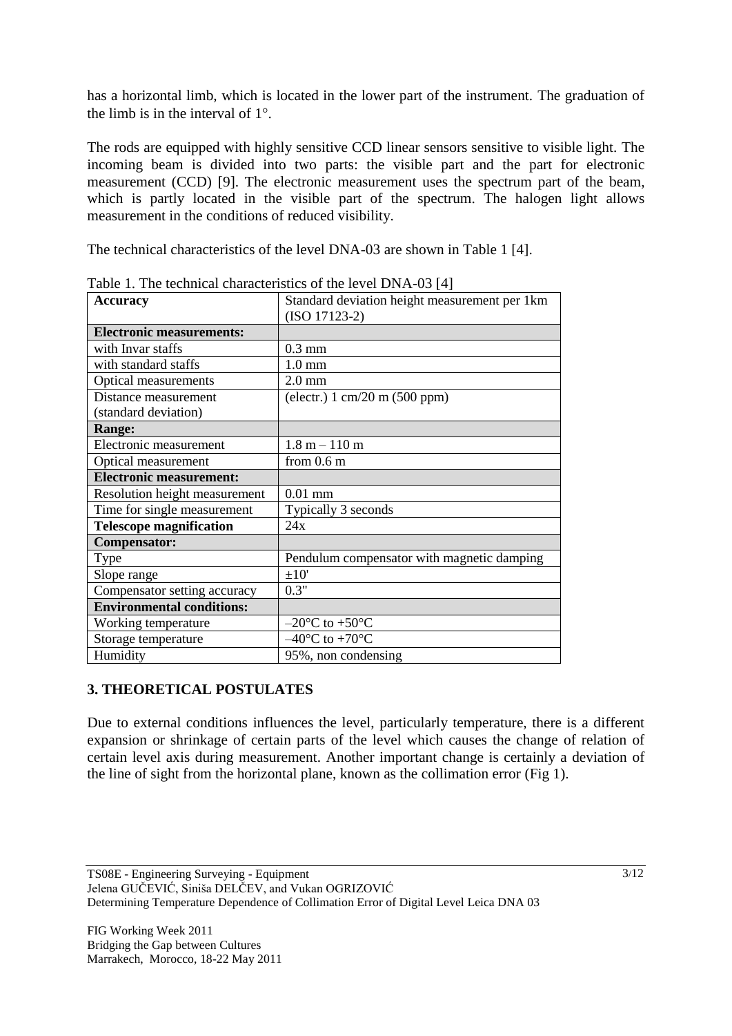has a horizontal limb, which is located in the lower part of the instrument. The graduation of the limb is in the interval of 1°.

The rods are equipped with highly sensitive CCD linear sensors sensitive to visible light. The incoming beam is divided into two parts: the visible part and the part for electronic measurement (CCD) [9]. The electronic measurement uses the spectrum part of the beam, which is partly located in the visible part of the spectrum. The halogen light allows measurement in the conditions of reduced visibility.

The technical characteristics of the level DNA-03 are shown in Table 1 [4].

Table 1. The technical characteristics of the level DNA-03 [4]

| **Accuracy** | Standard deviation height measurement per 1km (ISO 17123-2) |
|---|---|
| **Electronic measurements:** | |
| with Invar staffs | 0.3 mm |
| with standard staffs | 1.0 mm |
| Optical measurements | 2.0 mm |
| Distance measurement (standard deviation) | (electr.) 1 cm/20 m (500 ppm) |
| **Range:** | |
| Electronic measurement | 1.8 m – 110 m |
| Optical measurement | from 0.6 m |
| **Electronic measurement:** | |
| Resolution height measurement | 0.01 mm |
| Time for single measurement | Typically 3 seconds |
| **Telescope magnification** | 24x |
| **Compensator:** | |
| Type | Pendulum compensator with magnetic damping |
| Slope range | ±10' |
| Compensator setting accuracy | 0.3" |
| **Environmental conditions:** | |
| Working temperature | –20°C to +50°C |
| Storage temperature | –40°C to +70°C |
| Humidity | 95%, non condensing |

## 3. THEORETICAL POSTULATES

Due to external conditions influences the level, particularly temperature, there is a different expansion or shrinkage of certain parts of the level which causes the change of relation of certain level axis during measurement. Another important change is certainly a deviation of the line of sight from the horizontal plane, known as the collimation error (Fig 1).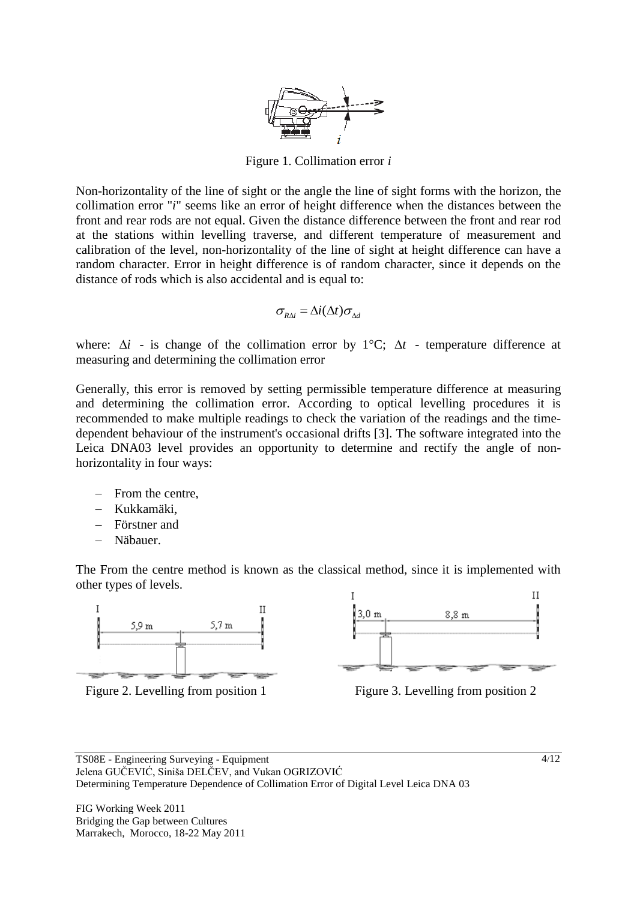Figure 1. Collimation error *i*

Non-horizontality of the line of sight or the angle the line of sight forms with the horizon, the collimation error "*i*" seems like an error of height difference when the distances between the front and rear rods are not equal. Given the distance difference between the front and rear rod at the stations within levelling traverse, and different temperature of measurement and calibration of the level, non-horizontality of the line of sight at height difference can have a random character. Error in height difference is of random character, since it depends on the distance of rods which is also accidental and is equal to:

$$\sigma_{R\Delta i} = \Delta i(\Delta t)\sigma_{\Delta d}$$

where: $\Delta i$ - is change of the collimation error by 1°C; $\Delta t$ - temperature difference at measuring and determining the collimation error

Generally, this error is removed by setting permissible temperature difference at measuring and determining the collimation error. According to optical levelling procedures it is recommended to make multiple readings to check the variation of the readings and the time-dependent behaviour of the instrument's occasional drifts [3]. The software integrated into the Leica DNA03 level provides an opportunity to determine and rectify the angle of non-horizontality in four ways:

- From the centre,
- Kukkamäki,
- Förstner and
- Näbauer.

The From the centre method is known as the classical method, since it is implemented with other types of levels.

Figure 2. Levelling from position 1

Figure 3. Levelling from position 2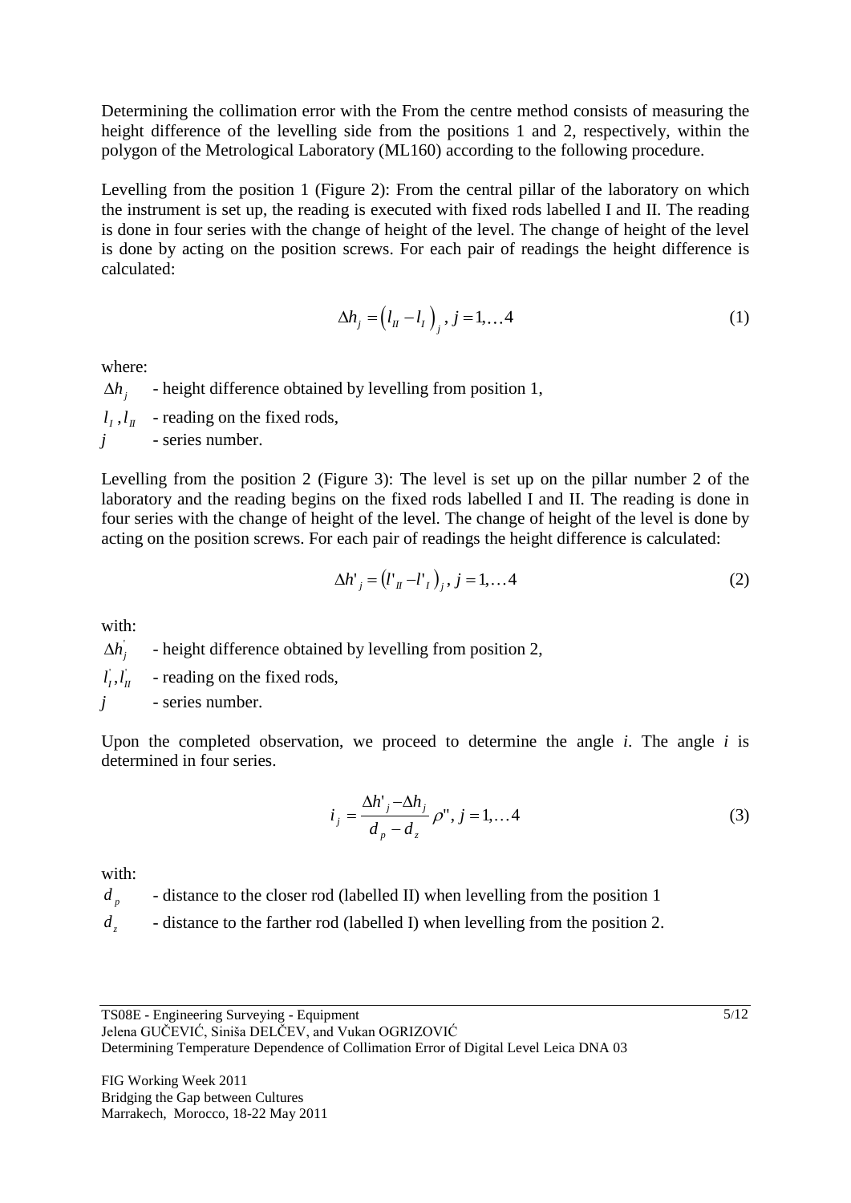Determining the collimation error with the From the centre method consists of measuring the height difference of the levelling side from the positions 1 and 2, respectively, within the polygon of the Metrological Laboratory (ML160) according to the following procedure.

Levelling from the position 1 (Figure 2): From the central pillar of the laboratory on which the instrument is set up, the reading is executed with fixed rods labelled I and II. The reading is done in four series with the change of height of the level. The change of height of the level is done by acting on the position screws. For each pair of readings the height difference is calculated:

$$\Delta h_j = \left(l_{II} - l_I\right)_j,\ j = 1,\ldots 4 \tag{1}$$

where:

$\Delta h_j$ - height difference obtained by levelling from position 1,

$l_I, l_{II}$ - reading on the fixed rods,

$j$ - series number.

Levelling from the position 2 (Figure 3): The level is set up on the pillar number 2 of the laboratory and the reading begins on the fixed rods labelled I and II. The reading is done in four series with the change of height of the level. The change of height of the level is done by acting on the position screws. For each pair of readings the height difference is calculated:

$$\Delta h'_j = \left(l'_{II} - l'_I\right)_j,\ j = 1,\ldots 4 \tag{2}$$

with:

$\Delta h'_j$ - height difference obtained by levelling from position 2,

$l'_I, l'_{II}$ - reading on the fixed rods,

$j$ - series number.

Upon the completed observation, we proceed to determine the angle *i*. The angle *i* is determined in four series.

$$i_j = \frac{\Delta h'_j - \Delta h_j}{d_p - d_z}\rho'',\ j = 1,\ldots 4 \tag{3}$$

with:

$d_p$ - distance to the closer rod (labelled II) when levelling from the position 1

$d_z$ - distance to the farther rod (labelled I) when levelling from the position 2.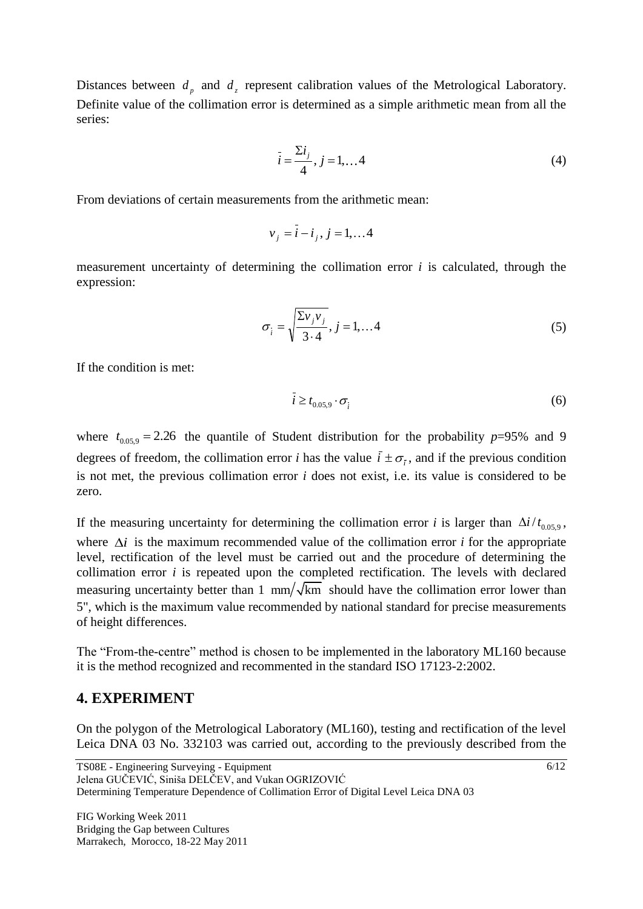Distances between $d_p$ and $d_z$ represent calibration values of the Metrological Laboratory. Definite value of the collimation error is determined as a simple arithmetic mean from all the series:

$$\bar{i} = \frac{\Sigma i_j}{4}, \, j = 1, \ldots 4 \tag{4}$$

From deviations of certain measurements from the arithmetic mean:

$$v_j = \bar{i} - i_j, \, j = 1, \ldots 4$$

measurement uncertainty of determining the collimation error *i* is calculated, through the expression:

$$\sigma_{\bar{i}} = \sqrt{\frac{\Sigma v_j v_j}{3 \cdot 4}}, \, j = 1, \ldots 4 \tag{5}$$

If the condition is met:

$$\bar{i} \geq t_{0.05,9} \cdot \sigma_{\bar{i}} \tag{6}$$

where $t_{0.05,9} = 2.26$ the quantile of Student distribution for the probability $p$=95% and 9 degrees of freedom, the collimation error *i* has the value $\bar{i} \pm \sigma_{\bar{i}}$, and if the previous condition is not met, the previous collimation error *i* does not exist, i.e. its value is considered to be zero.

If the measuring uncertainty for determining the collimation error *i* is larger than $\Delta i / t_{0.05,9}$, where $\Delta i$ is the maximum recommended value of the collimation error *i* for the appropriate level, rectification of the level must be carried out and the procedure of determining the collimation error *i* is repeated upon the completed rectification. The levels with declared measuring uncertainty better than 1 $\text{mm}/\sqrt{\text{km}}$ should have the collimation error lower than 5'', which is the maximum value recommended by national standard for precise measurements of height differences.

The "From-the-centre" method is chosen to be implemented in the laboratory ML160 because it is the method recognized and recommented in the standard ISO 17123-2:2002.

## 4. EXPERIMENT

On the polygon of the Metrological Laboratory (ML160), testing and rectification of the level Leica DNA 03 No. 332103 was carried out, according to the previously described from the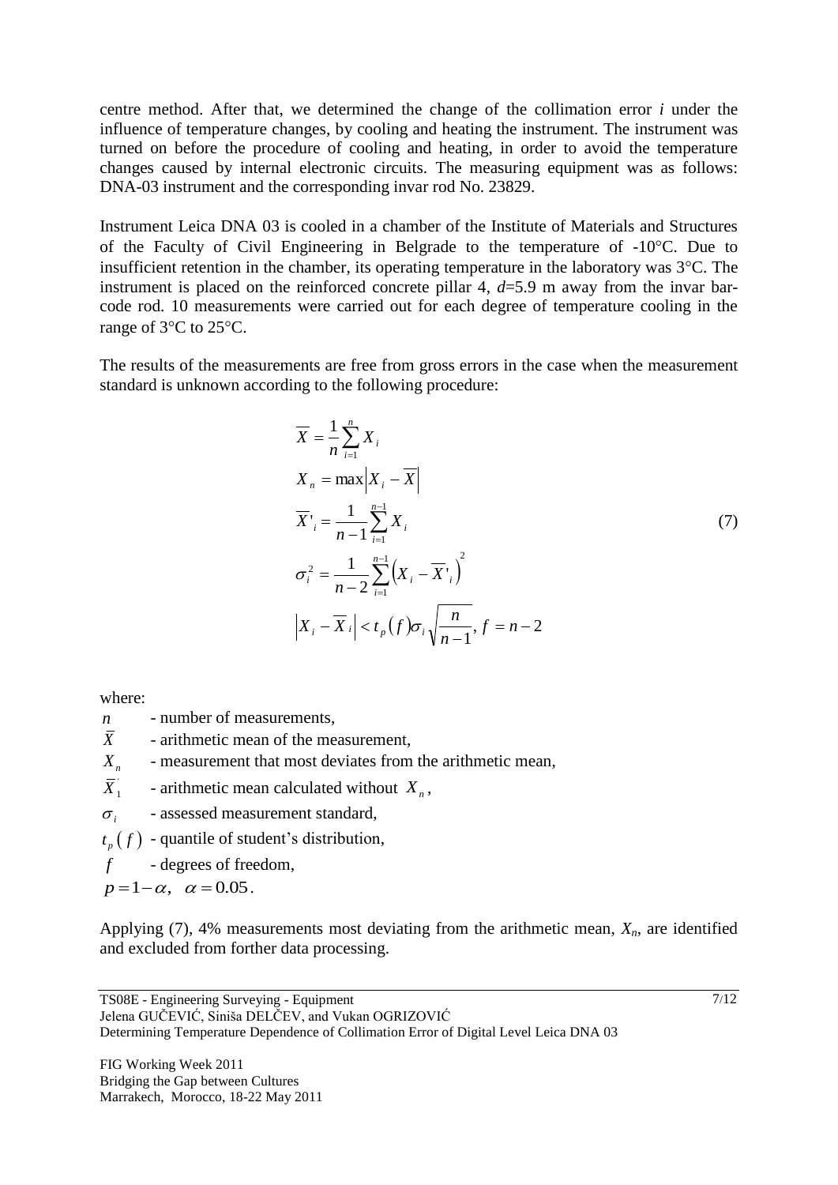centre method. After that, we determined the change of the collimation error $i$ under the influence of temperature changes, by cooling and heating the instrument. The instrument was turned on before the procedure of cooling and heating, in order to avoid the temperature changes caused by internal electronic circuits. The measuring equipment was as follows: DNA-03 instrument and the corresponding invar rod No. 23829.

Instrument Leica DNA 03 is cooled in a chamber of the Institute of Materials and Structures of the Faculty of Civil Engineering in Belgrade to the temperature of -10°C. Due to insufficient retention in the chamber, its operating temperature in the laboratory was 3°C. The instrument is placed on the reinforced concrete pillar 4, $d$=5.9 m away from the invar bar-code rod. 10 measurements were carried out for each degree of temperature cooling in the range of 3°C to 25°C.

The results of the measurements are free from gross errors in the case when the measurement standard is unknown according to the following procedure:

$$
\begin{aligned}
&\overline{X} = \frac{1}{n}\sum_{i=1}^{n} X_i \\
&X_n = \max\left|X_i - \overline{X}\right| \\
&\overline{X}'_i = \frac{1}{n-1}\sum_{i=1}^{n-1} X_i \\
&\sigma_i^2 = \frac{1}{n-2}\sum_{i=1}^{n-1}\left(X_i - \overline{X}'_i\right)^2 \\
&\left|X_i - \overline{X}_i\right| < t_p\left(f\right)\sigma_i\sqrt{\frac{n}{n-1}},\; f = n-2
\end{aligned}
\tag{7}
$$

where:

- $n$ - number of measurements,
- $\overline{X}$ - arithmetic mean of the measurement,
- $X_n$ - measurement that most deviates from the arithmetic mean,
- $\overline{X}'_1$ - arithmetic mean calculated without $X_n$,
- $\sigma_i$ - assessed measurement standard,
- $t_p\left(f\right)$ - quantile of student's distribution,
- $f$ - degrees of freedom,
- $p = 1-\alpha,\ \ \alpha = 0.05$.

Applying (7), 4% measurements most deviating from the arithmetic mean, $X_n$, are identified and excluded from forther data processing.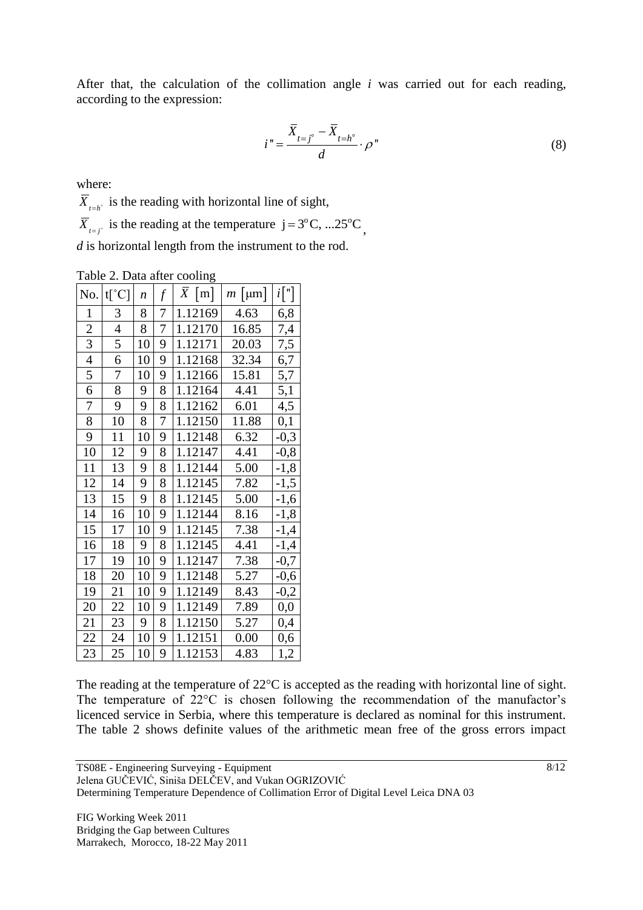After that, the calculation of the collimation angle *i* was carried out for each reading, according to the expression:

$$i'' = \frac{\bar{X}_{t=j^\circ} - \bar{X}_{t=h^\circ}}{d} \cdot \rho'' \tag{8}$$

where:

$\bar{X}_{t=h^\circ}$ is the reading with horizontal line of sight,

$\bar{X}_{t=j^\circ}$ is the reading at the temperature $j = 3^\circ C, ...25^\circ C$,

*d* is horizontal length from the instrument to the rod.

Table 2. Data after cooling

| No. | t[°C] | $n$ | $f$ | $\bar{X}$ [m] | $m$ [μm] | $i$["] |
|---|---|---|---|---|---|---|
| 1 | 3 | 8 | 7 | 1.12169 | 4.63 | 6,8 |
| 2 | 4 | 8 | 7 | 1.12170 | 16.85 | 7,4 |
| 3 | 5 | 10 | 9 | 1.12171 | 20.03 | 7,5 |
| 4 | 6 | 10 | 9 | 1.12168 | 32.34 | 6,7 |
| 5 | 7 | 10 | 9 | 1.12166 | 15.81 | 5,7 |
| 6 | 8 | 9 | 8 | 1.12164 | 4.41 | 5,1 |
| 7 | 9 | 9 | 8 | 1.12162 | 6.01 | 4,5 |
| 8 | 10 | 8 | 7 | 1.12150 | 11.88 | 0,1 |
| 9 | 11 | 10 | 9 | 1.12148 | 6.32 | -0,3 |
| 10 | 12 | 9 | 8 | 1.12147 | 4.41 | -0,8 |
| 11 | 13 | 9 | 8 | 1.12144 | 5.00 | -1,8 |
| 12 | 14 | 9 | 8 | 1.12145 | 7.82 | -1,5 |
| 13 | 15 | 9 | 8 | 1.12145 | 5.00 | -1,6 |
| 14 | 16 | 10 | 9 | 1.12144 | 8.16 | -1,8 |
| 15 | 17 | 10 | 9 | 1.12145 | 7.38 | -1,4 |
| 16 | 18 | 9 | 8 | 1.12145 | 4.41 | -1,4 |
| 17 | 19 | 10 | 9 | 1.12147 | 7.38 | -0,7 |
| 18 | 20 | 10 | 9 | 1.12148 | 5.27 | -0,6 |
| 19 | 21 | 10 | 9 | 1.12149 | 8.43 | -0,2 |
| 20 | 22 | 10 | 9 | 1.12149 | 7.89 | 0,0 |
| 21 | 23 | 9 | 8 | 1.12150 | 5.27 | 0,4 |
| 22 | 24 | 10 | 9 | 1.12151 | 0.00 | 0,6 |
| 23 | 25 | 10 | 9 | 1.12153 | 4.83 | 1,2 |

The reading at the temperature of 22°C is accepted as the reading with horizontal line of sight. The temperature of 22°C is chosen following the recommendation of the manufactor's licenced service in Serbia, where this temperature is declared as nominal for this instrument. The table 2 shows definite values of the arithmetic mean free of the gross errors impact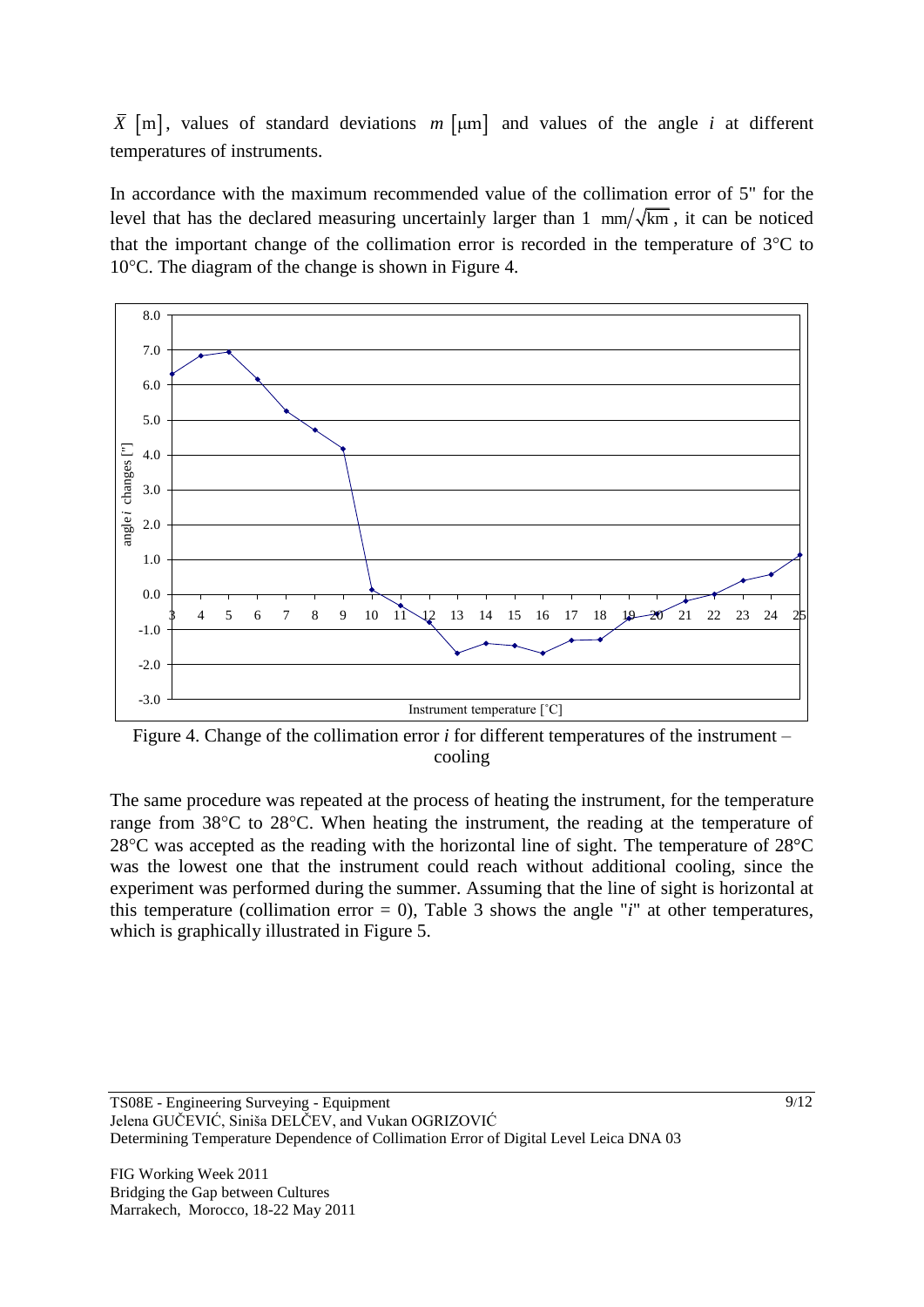$\bar{X}$ [m], values of standard deviations $m$ [μm] and values of the angle $i$ at different temperatures of instruments.

In accordance with the maximum recommended value of the collimation error of 5" for the level that has the declared measuring uncertainly larger than 1 $\mathrm{mm}/\sqrt{\mathrm{km}}$, it can be noticed that the important change of the collimation error is recorded in the temperature of 3°C to 10°C. The diagram of the change is shown in Figure 4.

Figure 4. Change of the collimation error $i$ for different temperatures of the instrument – cooling

The same procedure was repeated at the process of heating the instrument, for the temperature range from 38°C to 28°C. When heating the instrument, the reading at the temperature of 28°C was accepted as the reading with the horizontal line of sight. The temperature of 28°C was the lowest one that the instrument could reach without additional cooling, since the experiment was performed during the summer. Assuming that the line of sight is horizontal at this temperature (collimation error = 0), Table 3 shows the angle "$i$" at other temperatures, which is graphically illustrated in Figure 5.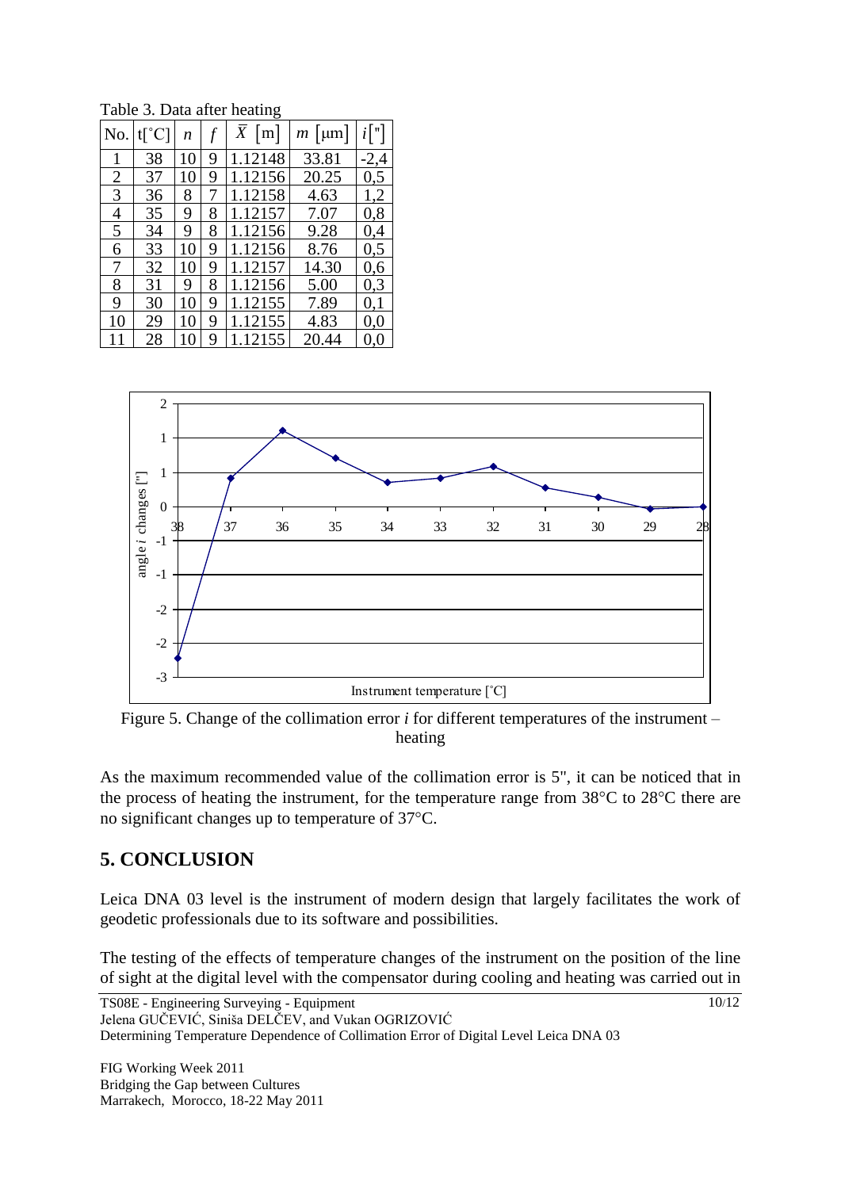Table 3. Data after heating

| No. | t[°C] | $n$ | $f$ | $\bar{X}$ [m] | $m$ [μm] | $i$ ["] |
|---|---|---|---|---|---|---|
| 1 | 38 | 10 | 9 | 1.12148 | 33.81 | -2,4 |
| 2 | 37 | 10 | 9 | 1.12156 | 20.25 | 0,5 |
| 3 | 36 | 8 | 7 | 1.12158 | 4.63 | 1,2 |
| 4 | 35 | 9 | 8 | 1.12157 | 7.07 | 0,8 |
| 5 | 34 | 9 | 8 | 1.12156 | 9.28 | 0,4 |
| 6 | 33 | 10 | 9 | 1.12156 | 8.76 | 0,5 |
| 7 | 32 | 10 | 9 | 1.12157 | 14.30 | 0,6 |
| 8 | 31 | 9 | 8 | 1.12156 | 5.00 | 0,3 |
| 9 | 30 | 10 | 9 | 1.12155 | 7.89 | 0,1 |
| 10 | 29 | 10 | 9 | 1.12155 | 4.83 | 0,0 |
| 11 | 28 | 10 | 9 | 1.12155 | 20.44 | 0,0 |

Figure 5. Change of the collimation error $i$ for different temperatures of the instrument – heating

As the maximum recommended value of the collimation error is 5", it can be noticed that in the process of heating the instrument, for the temperature range from 38°C to 28°C there are no significant changes up to temperature of 37°C.

## 5. CONCLUSION

Leica DNA 03 level is the instrument of modern design that largely facilitates the work of geodetic professionals due to its software and possibilities.

The testing of the effects of temperature changes of the instrument on the position of the line of sight at the digital level with the compensator during cooling and heating was carried out in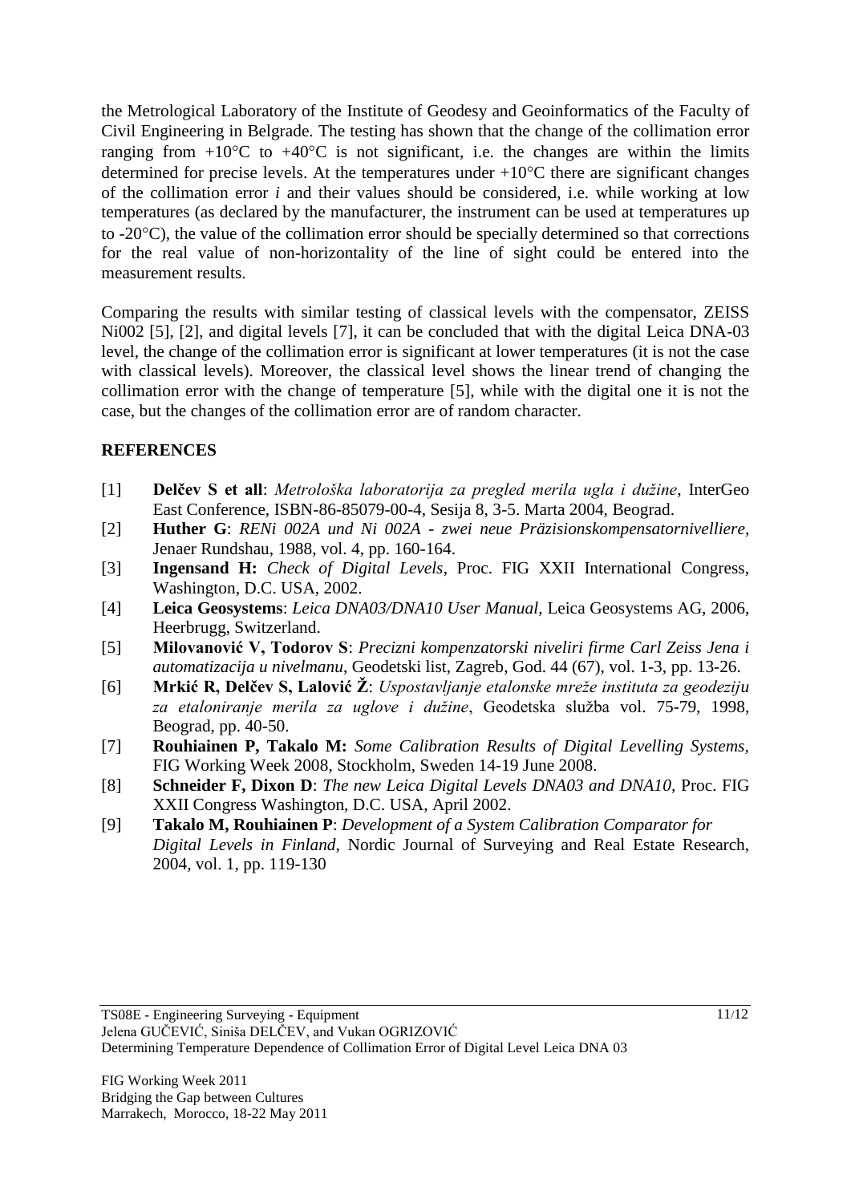the Metrological Laboratory of the Institute of Geodesy and Geoinformatics of the Faculty of Civil Engineering in Belgrade. The testing has shown that the change of the collimation error ranging from +10°C to +40°C is not significant, i.e. the changes are within the limits determined for precise levels. At the temperatures under +10°C there are significant changes of the collimation error *i* and their values should be considered, i.e. while working at low temperatures (as declared by the manufacturer, the instrument can be used at temperatures up to -20°C), the value of the collimation error should be specially determined so that corrections for the real value of non-horizontality of the line of sight could be entered into the measurement results.

Comparing the results with similar testing of classical levels with the compensator, ZEISS Ni002 [5], [2], and digital levels [7], it can be concluded that with the digital Leica DNA-03 level, the change of the collimation error is significant at lower temperatures (it is not the case with classical levels). Moreover, the classical level shows the linear trend of changing the collimation error with the change of temperature [5], while with the digital one it is not the case, but the changes of the collimation error are of random character.

## REFERENCES

[1] **Delčev S et all**: *Metrološka laboratorija za pregled merila ugla i dužine*, InterGeo East Conference, ISBN-86-85079-00-4, Sesija 8, 3-5. Marta 2004, Beograd.

[2] **Huther G**: *RENi 002A und Ni 002A - zwei neue Präzisionskompensatornivelliere*, Jenaer Rundshau, 1988, vol. 4, pp. 160-164.

[3] **Ingensand H:** *Check of Digital Levels*, Proc. FIG XXII International Congress, Washington, D.C. USA, 2002.

[4] **Leica Geosystems**: *Leica DNA03/DNA10 User Manual*, Leica Geosystems AG, 2006, Heerbrugg, Switzerland.

[5] **Milovanović V, Todorov S**: *Precizni kompenzatorski niveliri firme Carl Zeiss Jena i automatizacija u nivelmanu*, Geodetski list, Zagreb, God. 44 (67), vol. 1-3, pp. 13-26.

[6] **Mrkić R, Delčev S, Lalović Ž**: *Uspostavljanje etalonske mreže instituta za geodeziju za etaloniranje merila za uglove i dužine*, Geodetska služba vol. 75-79, 1998, Beograd, pp. 40-50.

[7] **Rouhiainen P, Takalo M:** *Some Calibration Results of Digital Levelling Systems*, FIG Working Week 2008, Stockholm, Sweden 14-19 June 2008.

[8] **Schneider F, Dixon D**: *The new Leica Digital Levels DNA03 and DNA10*, Proc. FIG XXII Congress Washington, D.C. USA, April 2002.

[9] **Takalo M, Rouhiainen P**: *Development of a System Calibration Comparator for Digital Levels in Finland*, Nordic Journal of Surveying and Real Estate Research, 2004, vol. 1, pp. 119-130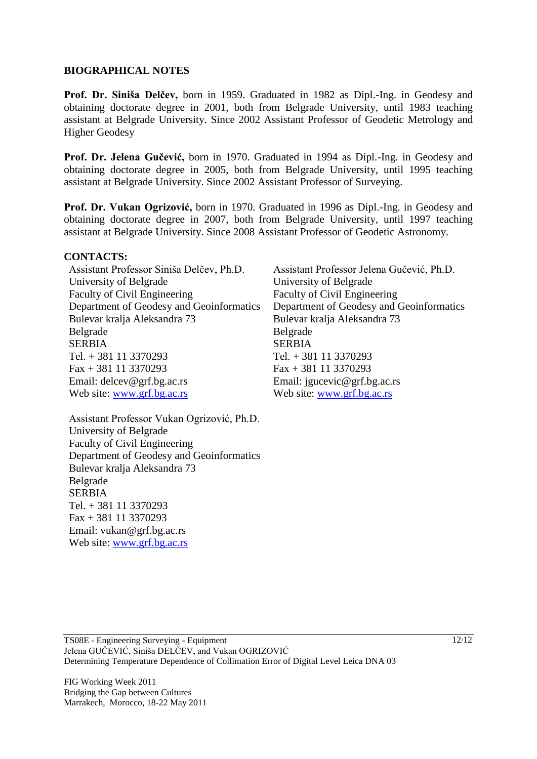## BIOGRAPHICAL NOTES

**Prof. Dr. Siniša Delčev,** born in 1959. Graduated in 1982 as Dipl.-Ing. in Geodesy and obtaining doctorate degree in 2001, both from Belgrade University, until 1983 teaching assistant at Belgrade University. Since 2002 Assistant Professor of Geodetic Metrology and Higher Geodesy

**Prof. Dr. Jelena Gučević,** born in 1970. Graduated in 1994 as Dipl.-Ing. in Geodesy and obtaining doctorate degree in 2005, both from Belgrade University, until 1995 teaching assistant at Belgrade University. Since 2002 Assistant Professor of Surveying.

**Prof. Dr. Vukan Ogrizović,** born in 1970. Graduated in 1996 as Dipl.-Ing. in Geodesy and obtaining doctorate degree in 2007, both from Belgrade University, until 1997 teaching assistant at Belgrade University. Since 2008 Assistant Professor of Geodetic Astronomy.

## CONTACTS:

Assistant Professor Siniša Delčev, Ph.D.
University of Belgrade
Faculty of Civil Engineering
Department of Geodesy and Geoinformatics
Bulevar kralja Aleksandra 73
Belgrade
SERBIA
Tel. + 381 11 3370293
Fax + 381 11 3370293
Email: delcev@grf.bg.ac.rs
Web site: www.grf.bg.ac.rs

Assistant Professor Jelena Gučević, Ph.D.
University of Belgrade
Faculty of Civil Engineering
Department of Geodesy and Geoinformatics
Bulevar kralja Aleksandra 73
Belgrade
SERBIA
Tel. + 381 11 3370293
Fax + 381 11 3370293
Email: jgucevic@grf.bg.ac.rs
Web site: www.grf.bg.ac.rs

Assistant Professor Vukan Ogrizović, Ph.D.
University of Belgrade
Faculty of Civil Engineering
Department of Geodesy and Geoinformatics
Bulevar kralja Aleksandra 73
Belgrade
SERBIA
Tel. + 381 11 3370293
Fax + 381 11 3370293
Email: vukan@grf.bg.ac.rs
Web site: www.grf.bg.ac.rs